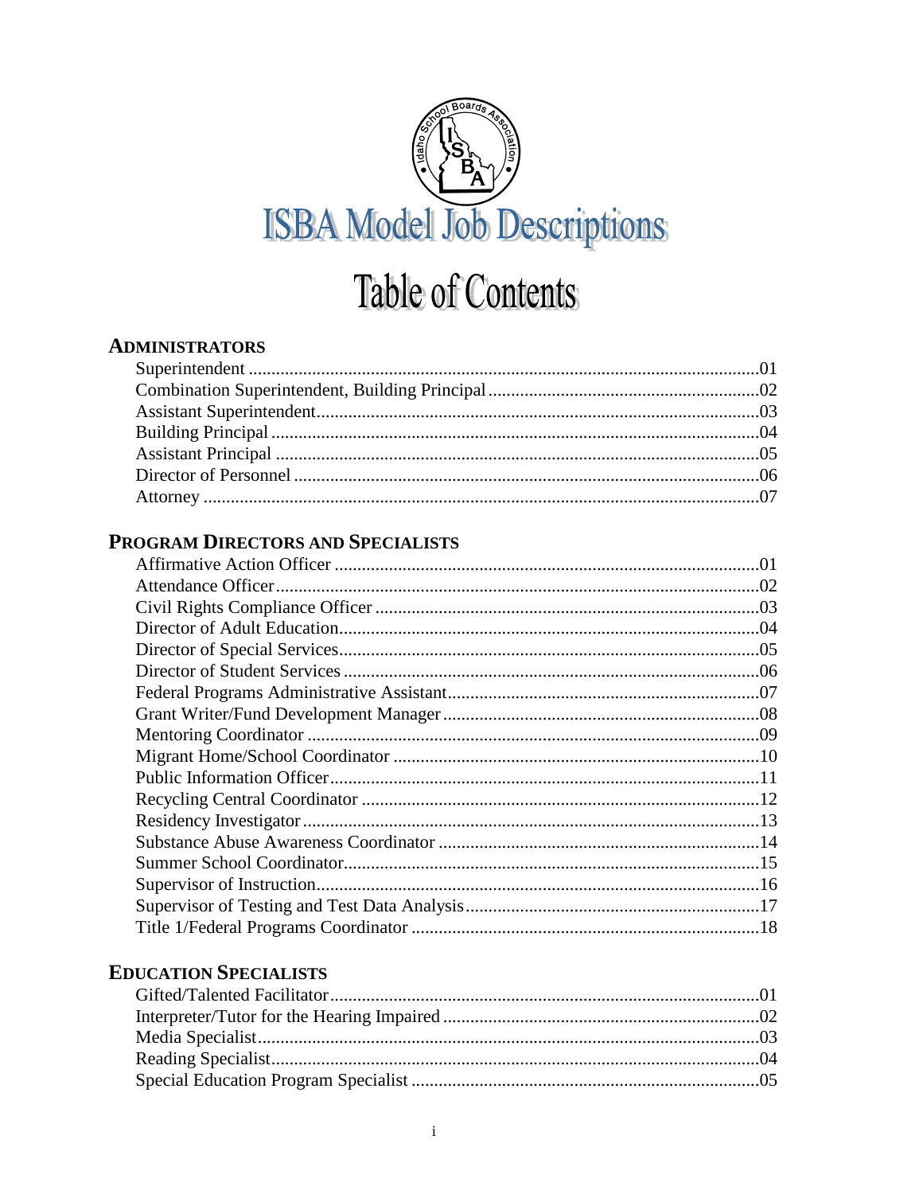# ISBA Model Job Descriptions

## Table of Contents

### Administrators

Superintendent .....01
Combination Superintendent, Building Principal .....02
Assistant Superintendent .....03
Building Principal .....04
Assistant Principal .....05
Director of Personnel .....06
Attorney .....07

### Program Directors and Specialists

Affirmative Action Officer .....01
Attendance Officer .....02
Civil Rights Compliance Officer .....03
Director of Adult Education .....04
Director of Special Services .....05
Director of Student Services .....06
Federal Programs Administrative Assistant .....07
Grant Writer/Fund Development Manager .....08
Mentoring Coordinator .....09
Migrant Home/School Coordinator .....10
Public Information Officer .....11
Recycling Central Coordinator .....12
Residency Investigator .....13
Substance Abuse Awareness Coordinator .....14
Summer School Coordinator .....15
Supervisor of Instruction .....16
Supervisor of Testing and Test Data Analysis .....17
Title 1/Federal Programs Coordinator .....18

### Education Specialists

Gifted/Talented Facilitator .....01
Interpreter/Tutor for the Hearing Impaired .....02
Media Specialist .....03
Reading Specialist .....04
Special Education Program Specialist .....05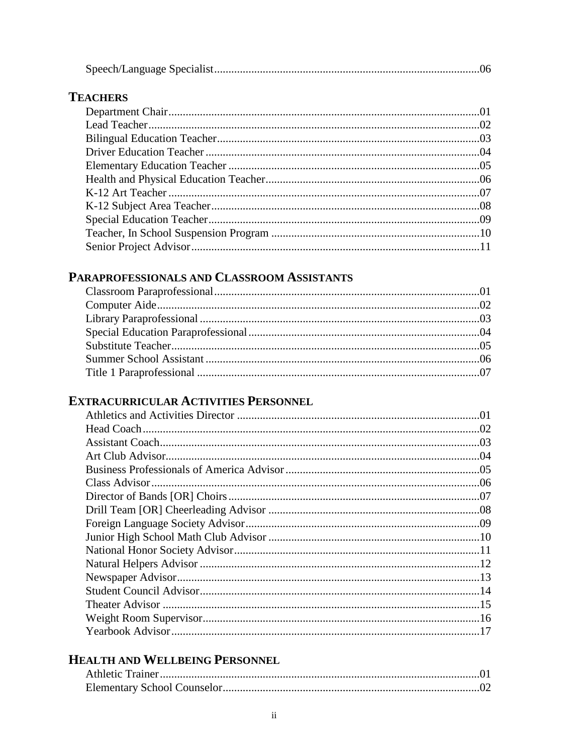Speech/Language Specialist............................................................................................06

## TEACHERS

Department Chair............................................................................................01
Lead Teacher............................................................................................02
Bilingual Education Teacher............................................................................................03
Driver Education Teacher............................................................................................04
Elementary Education Teacher............................................................................................05
Health and Physical Education Teacher............................................................................................06
K-12 Art Teacher............................................................................................07
K-12 Subject Area Teacher............................................................................................08
Special Education Teacher............................................................................................09
Teacher, In School Suspension Program............................................................................................10
Senior Project Advisor............................................................................................11

## PARAPROFESSIONALS AND CLASSROOM ASSISTANTS

Classroom Paraprofessional............................................................................................01
Computer Aide............................................................................................02
Library Paraprofessional............................................................................................03
Special Education Paraprofessional............................................................................................04
Substitute Teacher............................................................................................05
Summer School Assistant............................................................................................06
Title 1 Paraprofessional............................................................................................07

## EXTRACURRICULAR ACTIVITIES PERSONNEL

Athletics and Activities Director............................................................................................01
Head Coach............................................................................................02
Assistant Coach............................................................................................03
Art Club Advisor............................................................................................04
Business Professionals of America Advisor............................................................................................05
Class Advisor............................................................................................06
Director of Bands [OR] Choirs............................................................................................07
Drill Team [OR] Cheerleading Advisor............................................................................................08
Foreign Language Society Advisor............................................................................................09
Junior High School Math Club Advisor............................................................................................10
National Honor Society Advisor............................................................................................11
Natural Helpers Advisor............................................................................................12
Newspaper Advisor............................................................................................13
Student Council Advisor............................................................................................14
Theater Advisor............................................................................................15
Weight Room Supervisor............................................................................................16
Yearbook Advisor............................................................................................17

## HEALTH AND WELLBEING PERSONNEL

Athletic Trainer............................................................................................01
Elementary School Counselor............................................................................................02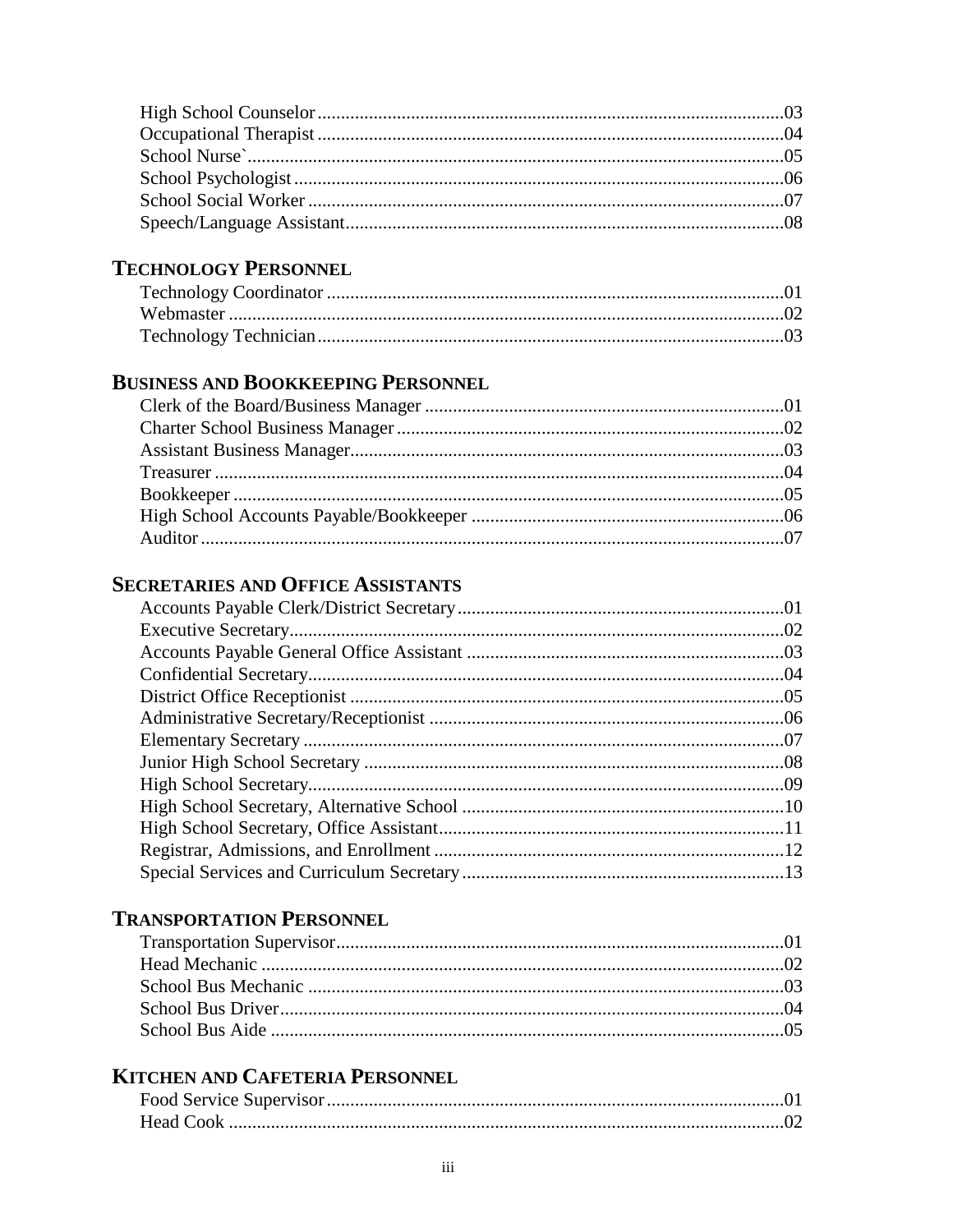High School Counselor ....................................................................03
Occupational Therapist ....................................................................04
School Nurse` ....................................................................05
School Psychologist ....................................................................06
School Social Worker ....................................................................07
Speech/Language Assistant ....................................................................08

## Technology Personnel

Technology Coordinator ....................................................................01
Webmaster ....................................................................02
Technology Technician ....................................................................03

## Business and Bookkeeping Personnel

Clerk of the Board/Business Manager ....................................................................01
Charter School Business Manager ....................................................................02
Assistant Business Manager ....................................................................03
Treasurer ....................................................................04
Bookkeeper ....................................................................05
High School Accounts Payable/Bookkeeper ....................................................................06
Auditor ....................................................................07

## Secretaries and Office Assistants

Accounts Payable Clerk/District Secretary ....................................................................01
Executive Secretary ....................................................................02
Accounts Payable General Office Assistant ....................................................................03
Confidential Secretary ....................................................................04
District Office Receptionist ....................................................................05
Administrative Secretary/Receptionist ....................................................................06
Elementary Secretary ....................................................................07
Junior High School Secretary ....................................................................08
High School Secretary ....................................................................09
High School Secretary, Alternative School ....................................................................10
High School Secretary, Office Assistant ....................................................................11
Registrar, Admissions, and Enrollment ....................................................................12
Special Services and Curriculum Secretary ....................................................................13

## Transportation Personnel

Transportation Supervisor ....................................................................01
Head Mechanic ....................................................................02
School Bus Mechanic ....................................................................03
School Bus Driver ....................................................................04
School Bus Aide ....................................................................05

## Kitchen and Cafeteria Personnel

Food Service Supervisor ....................................................................01
Head Cook ....................................................................02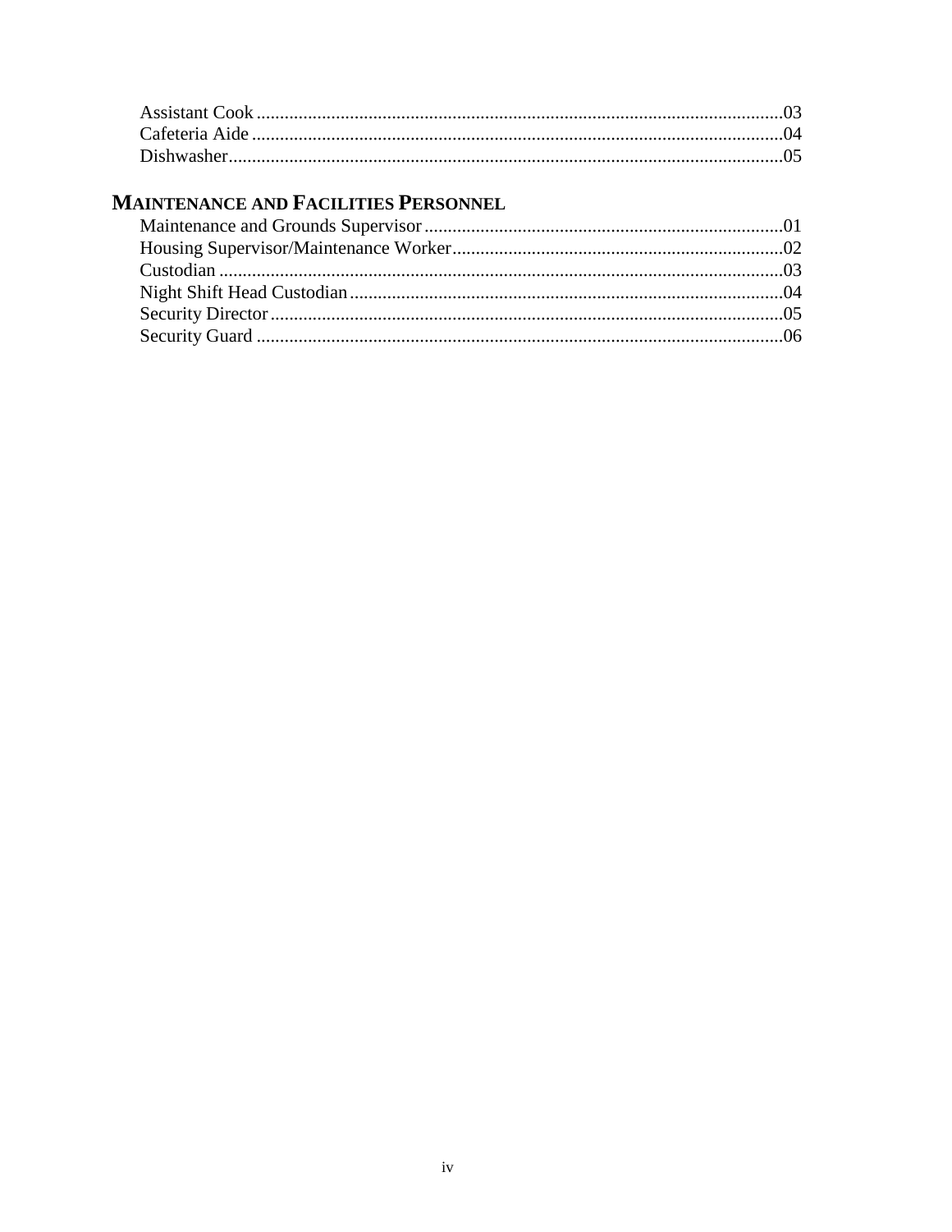Assistant Cook ........................................................................................................03
Cafeteria Aide .........................................................................................................04
Dishwasher..............................................................................................................05

## MAINTENANCE AND FACILITIES PERSONNEL

Maintenance and Grounds Supervisor ....................................................................01
Housing Supervisor/Maintenance Worker...............................................................02
Custodian ................................................................................................................03
Night Shift Head Custodian.....................................................................................04
Security Director.....................................................................................................05
Security Guard ........................................................................................................06